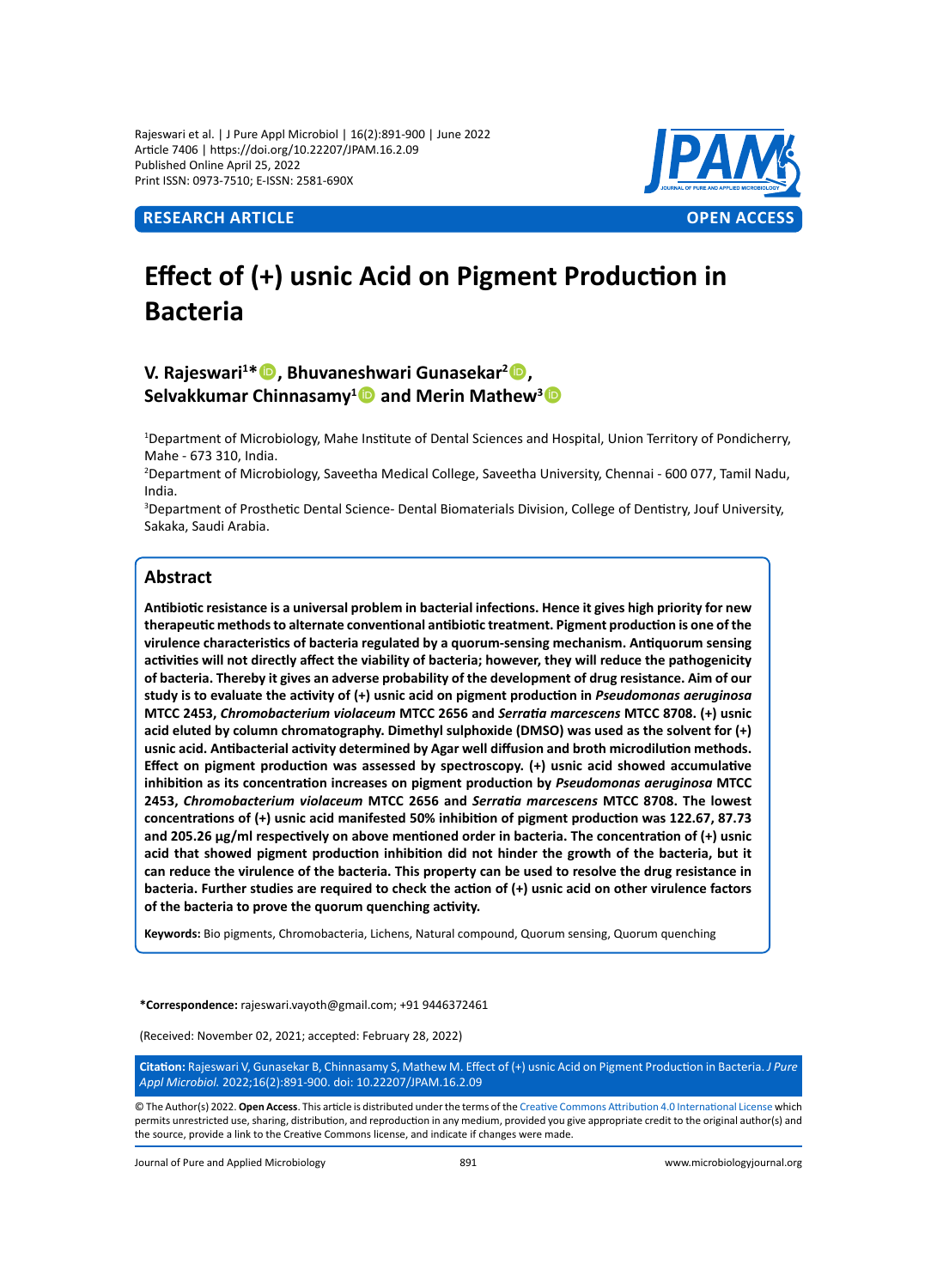Rajeswari et al. | J Pure Appl Microbiol | 16(2):891-900 | June 2022
Article 7406 | https://doi.org/10.22207/JPAM.16.2.09
Published Online April 25, 2022
Print ISSN: 0973-7510; E-ISSN: 2581-690X

**RESEARCH ARTICLE** **OPEN ACCESS**

# Effect of (+) usnic Acid on Pigment Production in Bacteria

**V. Rajeswari[1]\*, Bhuvaneshwari Gunasekar[2], Selvakkumar Chinnasamy[1] and Merin Mathew[3]**

[1]Department of Microbiology, Mahe Institute of Dental Sciences and Hospital, Union Territory of Pondicherry, Mahe - 673 310, India.
[2]Department of Microbiology, Saveetha Medical College, Saveetha University, Chennai - 600 077, Tamil Nadu, India.
[3]Department of Prosthetic Dental Science- Dental Biomaterials Division, College of Dentistry, Jouf University, Sakaka, Saudi Arabia.

## Abstract

**Antibiotic resistance is a universal problem in bacterial infections. Hence it gives high priority for new therapeutic methods to alternate conventional antibiotic treatment. Pigment production is one of the virulence characteristics of bacteria regulated by a quorum-sensing mechanism. Antiquorum sensing activities will not directly affect the viability of bacteria; however, they will reduce the pathogenicity of bacteria. Thereby it gives an adverse probability of the development of drug resistance. Aim of our study is to evaluate the activity of (+) usnic acid on pigment production in *Pseudomonas aeruginosa* MTCC 2453, *Chromobacterium violaceum* MTCC 2656 and *Serratia marcescens* MTCC 8708. (+) usnic acid eluted by column chromatography. Dimethyl sulphoxide (DMSO) was used as the solvent for (+) usnic acid. Antibacterial activity determined by Agar well diffusion and broth microdilution methods. Effect on pigment production was assessed by spectroscopy. (+) usnic acid showed accumulative inhibition as its concentration increases on pigment production by *Pseudomonas aeruginosa* MTCC 2453, *Chromobacterium violaceum* MTCC 2656 and *Serratia marcescens* MTCC 8708. The lowest concentrations of (+) usnic acid manifested 50% inhibition of pigment production was 122.67, 87.73 and 205.26 µg/ml respectively on above mentioned order in bacteria. The concentration of (+) usnic acid that showed pigment production inhibition did not hinder the growth of the bacteria, but it can reduce the virulence of the bacteria. This property can be used to resolve the drug resistance in bacteria. Further studies are required to check the action of (+) usnic acid on other virulence factors of the bacteria to prove the quorum quenching activity.**

**Keywords:** Bio pigments, Chromobacteria, Lichens, Natural compound, Quorum sensing, Quorum quenching

**\*Correspondence:** rajeswari.vayoth@gmail.com; +91 9446372461

(Received: November 02, 2021; accepted: February 28, 2022)

**Citation:** Rajeswari V, Gunasekar B, Chinnasamy S, Mathew M. Effect of (+) usnic Acid on Pigment Production in Bacteria. *J Pure Appl Microbiol.* 2022;16(2):891-900. doi: 10.22207/JPAM.16.2.09

© The Author(s) 2022. **Open Access**. This article is distributed under the terms of the Creative Commons Attribution 4.0 International License which permits unrestricted use, sharing, distribution, and reproduction in any medium, provided you give appropriate credit to the original author(s) and the source, provide a link to the Creative Commons license, and indicate if changes were made.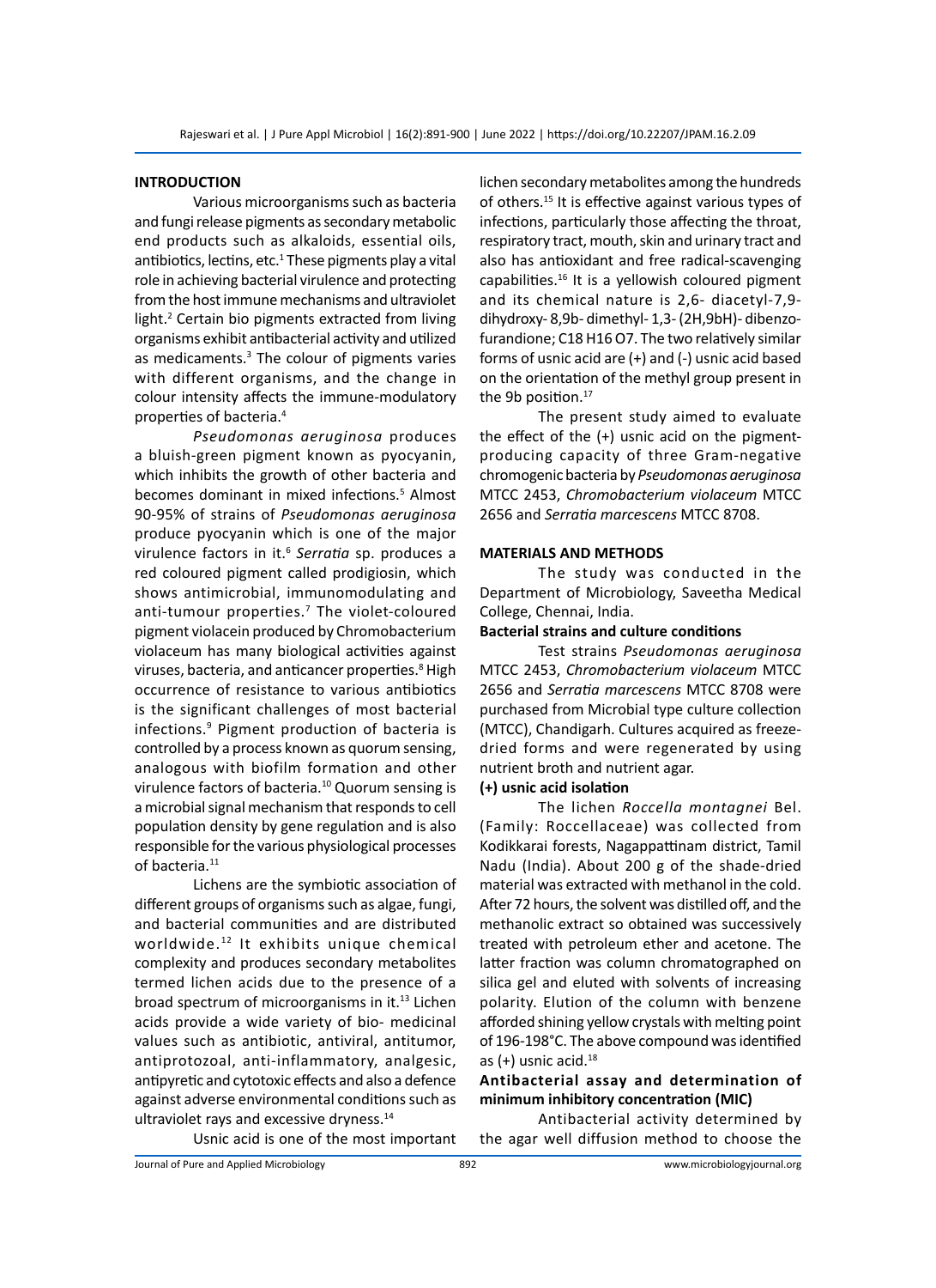## INTRODUCTION

Various microorganisms such as bacteria and fungi release pigments as secondary metabolic end products such as alkaloids, essential oils, antibiotics, lectins, etc.[1] These pigments play a vital role in achieving bacterial virulence and protecting from the host immune mechanisms and ultraviolet light.[2] Certain bio pigments extracted from living organisms exhibit antibacterial activity and utilized as medicaments.[3] The colour of pigments varies with different organisms, and the change in colour intensity affects the immune-modulatory properties of bacteria.[4]

*Pseudomonas aeruginosa* produces a bluish-green pigment known as pyocyanin, which inhibits the growth of other bacteria and becomes dominant in mixed infections.[5] Almost 90-95% of strains of *Pseudomonas aeruginosa* produce pyocyanin which is one of the major virulence factors in it.[6] *Serratia* sp. produces a red coloured pigment called prodigiosin, which shows antimicrobial, immunomodulating and anti-tumour properties.[7] The violet-coloured pigment violacein produced by Chromobacterium violaceum has many biological activities against viruses, bacteria, and anticancer properties.[8] High occurrence of resistance to various antibiotics is the significant challenges of most bacterial infections.[9] Pigment production of bacteria is controlled by a process known as quorum sensing, analogous with biofilm formation and other virulence factors of bacteria.[10] Quorum sensing is a microbial signal mechanism that responds to cell population density by gene regulation and is also responsible for the various physiological processes of bacteria.[11]

Lichens are the symbiotic association of different groups of organisms such as algae, fungi, and bacterial communities and are distributed worldwide.[12] It exhibits unique chemical complexity and produces secondary metabolites termed lichen acids due to the presence of a broad spectrum of microorganisms in it.[13] Lichen acids provide a wide variety of bio- medicinal values such as antibiotic, antiviral, antitumor, antiprotozoal, anti-inflammatory, analgesic, antipyretic and cytotoxic effects and also a defence against adverse environmental conditions such as ultraviolet rays and excessive dryness.[14]

Usnic acid is one of the most important lichen secondary metabolites among the hundreds of others.[15] It is effective against various types of infections, particularly those affecting the throat, respiratory tract, mouth, skin and urinary tract and also has antioxidant and free radical-scavenging capabilities.[16] It is a yellowish coloured pigment and its chemical nature is 2,6- diacetyl-7,9-dihydroxy- 8,9b- dimethyl- 1,3- (2H,9bH)- dibenzo-furandione; $C_{18}H_{16}O_7$. The two relatively similar forms of usnic acid are (+) and (-) usnic acid based on the orientation of the methyl group present in the 9b position.[17]

The present study aimed to evaluate the effect of the (+) usnic acid on the pigment-producing capacity of three Gram-negative chromogenic bacteria by *Pseudomonas aeruginosa* MTCC 2453, *Chromobacterium violaceum* MTCC 2656 and *Serratia marcescens* MTCC 8708.

## MATERIALS AND METHODS

The study was conducted in the Department of Microbiology, Saveetha Medical College, Chennai, India.

### Bacterial strains and culture conditions

Test strains *Pseudomonas aeruginosa* MTCC 2453, *Chromobacterium violaceum* MTCC 2656 and *Serratia marcescens* MTCC 8708 were purchased from Microbial type culture collection (MTCC), Chandigarh. Cultures acquired as freeze-dried forms and were regenerated by using nutrient broth and nutrient agar.

### (+) usnic acid isolation

The lichen *Roccella montagnei* Bel. (Family: Roccellaceae) was collected from Kodikkarai forests, Nagappattinam district, Tamil Nadu (India). About 200 g of the shade-dried material was extracted with methanol in the cold. After 72 hours, the solvent was distilled off, and the methanolic extract so obtained was successively treated with petroleum ether and acetone. The latter fraction was column chromatographed on silica gel and eluted with solvents of increasing polarity. Elution of the column with benzene afforded shining yellow crystals with melting point of 196-198°C. The above compound was identified as (+) usnic acid.[18]

### Antibacterial assay and determination of minimum inhibitory concentration (MIC)

Antibacterial activity determined by the agar well diffusion method to choose the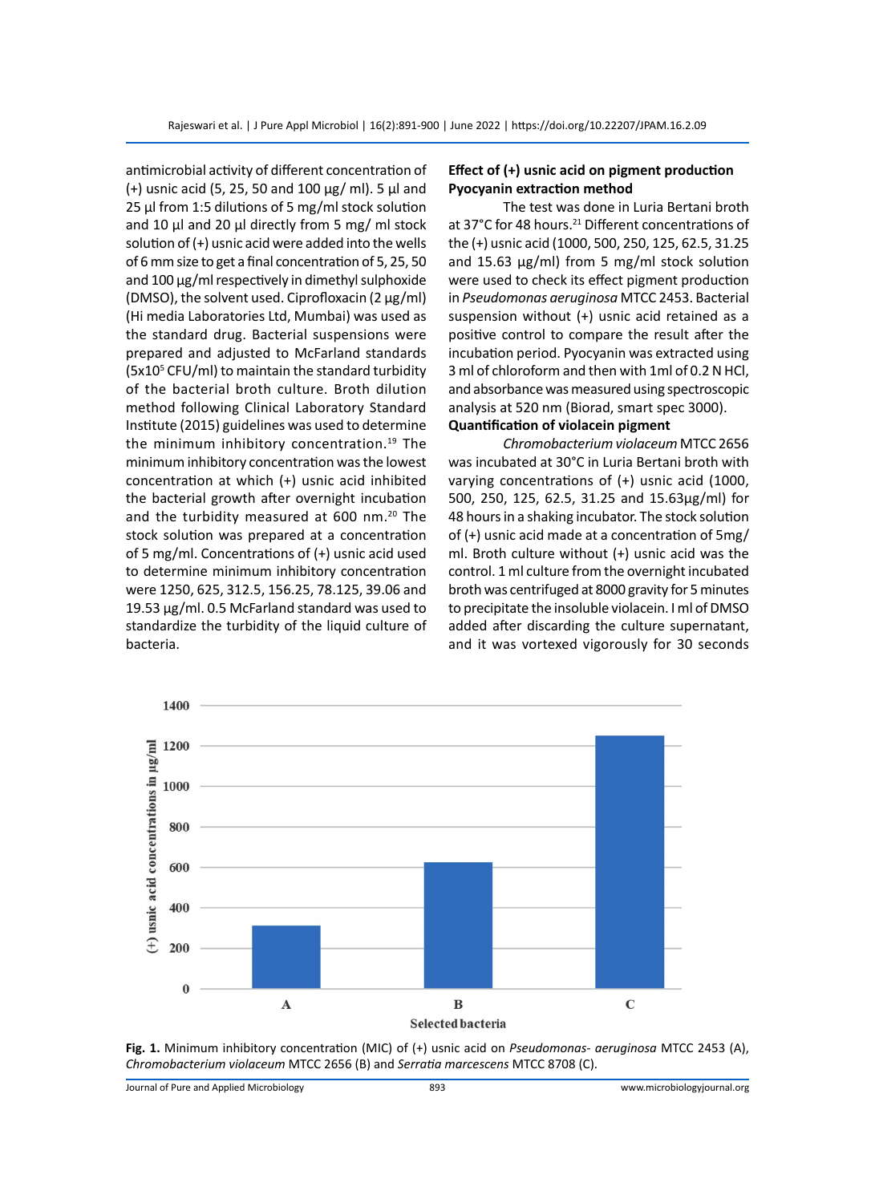antimicrobial activity of different concentration of (+) usnic acid (5, 25, 50 and 100 µg/ ml). 5 µl and 25 µl from 1:5 dilutions of 5 mg/ml stock solution and 10 µl and 20 µl directly from 5 mg/ ml stock solution of (+) usnic acid were added into the wells of 6 mm size to get a final concentration of 5, 25, 50 and 100 µg/ml respectively in dimethyl sulphoxide (DMSO), the solvent used. Ciprofloxacin (2 µg/ml) (Hi media Laboratories Ltd, Mumbai) was used as the standard drug. Bacterial suspensions were prepared and adjusted to McFarland standards ($5x10^5$ CFU/ml) to maintain the standard turbidity of the bacterial broth culture. Broth dilution method following Clinical Laboratory Standard Institute (2015) guidelines was used to determine the minimum inhibitory concentration.[19] The minimum inhibitory concentration was the lowest concentration at which (+) usnic acid inhibited the bacterial growth after overnight incubation and the turbidity measured at 600 nm.[20] The stock solution was prepared at a concentration of 5 mg/ml. Concentrations of (+) usnic acid used to determine minimum inhibitory concentration were 1250, 625, 312.5, 156.25, 78.125, 39.06 and 19.53 µg/ml. 0.5 McFarland standard was used to standardize the turbidity of the liquid culture of bacteria.

### Effect of (+) usnic acid on pigment production

### Pyocyanin extraction method

The test was done in Luria Bertani broth at 37°C for 48 hours.[21] Different concentrations of the (+) usnic acid (1000, 500, 250, 125, 62.5, 31.25 and 15.63 µg/ml) from 5 mg/ml stock solution were used to check its effect pigment production in *Pseudomonas aeruginosa* MTCC 2453. Bacterial suspension without (+) usnic acid retained as a positive control to compare the result after the incubation period. Pyocyanin was extracted using 3 ml of chloroform and then with 1ml of 0.2 N HCl, and absorbance was measured using spectroscopic analysis at 520 nm (Biorad, smart spec 3000).

### Quantification of violacein pigment

*Chromobacterium violaceum* MTCC 2656 was incubated at 30°C in Luria Bertani broth with varying concentrations of (+) usnic acid (1000, 500, 250, 125, 62.5, 31.25 and 15.63µg/ml) for 48 hours in a shaking incubator. The stock solution of (+) usnic acid made at a concentration of 5mg/ml. Broth culture without (+) usnic acid was the control. 1 ml culture from the overnight incubated broth was centrifuged at 8000 gravity for 5 minutes to precipitate the insoluble violacein. I ml of DMSO added after discarding the culture supernatant, and it was vortexed vigorously for 30 seconds

**Fig. 1.** Minimum inhibitory concentration (MIC) of (+) usnic acid on *Pseudomonas- aeruginosa* MTCC 2453 (A), *Chromobacterium violaceum* MTCC 2656 (B) and *Serratia marcescens* MTCC 8708 (C).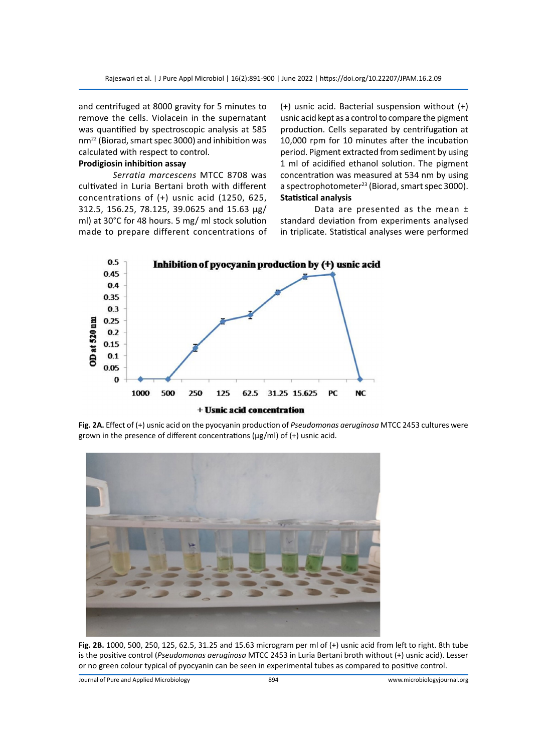and centrifuged at 8000 gravity for 5 minutes to remove the cells. Violacein in the supernatant was quantified by spectroscopic analysis at 585 nm[22] (Biorad, smart spec 3000) and inhibition was calculated with respect to control.

**Prodigiosin inhibition assay**

*Serratia marcescens* MTCC 8708 was cultivated in Luria Bertani broth with different concentrations of (+) usnic acid (1250, 625, 312.5, 156.25, 78.125, 39.0625 and 15.63 µg/ml) at 30°C for 48 hours. 5 mg/ ml stock solution made to prepare different concentrations of (+) usnic acid. Bacterial suspension without (+) usnic acid kept as a control to compare the pigment production. Cells separated by centrifugation at 10,000 rpm for 10 minutes after the incubation period. Pigment extracted from sediment by using 1 ml of acidified ethanol solution. The pigment concentration was measured at 534 nm by using a spectrophotometer[23] (Biorad, smart spec 3000).

**Statistical analysis**

Data are presented as the mean ± standard deviation from experiments analysed in triplicate. Statistical analyses were performed

**Fig. 2A.** Effect of (+) usnic acid on the pyocyanin production of *Pseudomonas aeruginosa* MTCC 2453 cultures were grown in the presence of different concentrations (µg/ml) of (+) usnic acid.

**Fig. 2B.** 1000, 500, 250, 125, 62.5, 31.25 and 15.63 microgram per ml of (+) usnic acid from left to right. 8th tube is the positive control (*Pseudomonas aeruginosa* MTCC 2453 in Luria Bertani broth without (+) usnic acid). Lesser or no green colour typical of pyocyanin can be seen in experimental tubes as compared to positive control.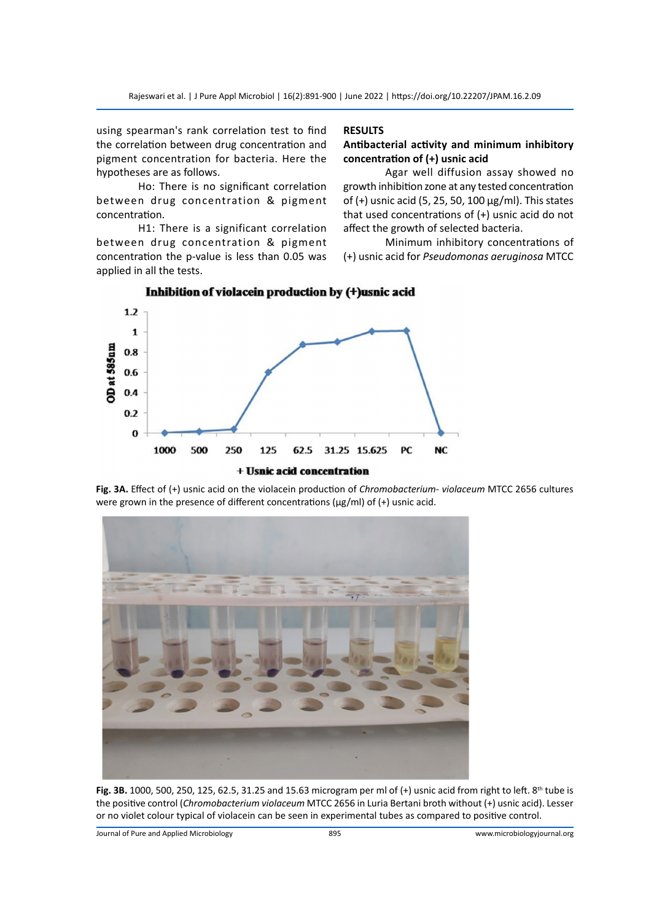using spearman's rank correlation test to find the correlation between drug concentration and pigment concentration for bacteria. Here the hypotheses are as follows.

Ho: There is no significant correlation between drug concentration & pigment concentration.

H1: There is a significant correlation between drug concentration & pigment concentration the p-value is less than 0.05 was applied in all the tests.

## RESULTS

### Antibacterial activity and minimum inhibitory concentration of (+) usnic acid

Agar well diffusion assay showed no growth inhibition zone at any tested concentration of (+) usnic acid (5, 25, 50, 100 µg/ml). This states that used concentrations of (+) usnic acid do not affect the growth of selected bacteria.

Minimum inhibitory concentrations of (+) usnic acid for *Pseudomonas aeruginosa* MTCC

**Fig. 3A.** Effect of (+) usnic acid on the violacein production of *Chromobacterium- violaceum* MTCC 2656 cultures were grown in the presence of different concentrations (µg/ml) of (+) usnic acid.

**Fig. 3B.** 1000, 500, 250, 125, 62.5, 31.25 and 15.63 microgram per ml of (+) usnic acid from right to left. 8th tube is the positive control (*Chromobacterium violaceum* MTCC 2656 in Luria Bertani broth without (+) usnic acid). Lesser or no violet colour typical of violacein can be seen in experimental tubes as compared to positive control.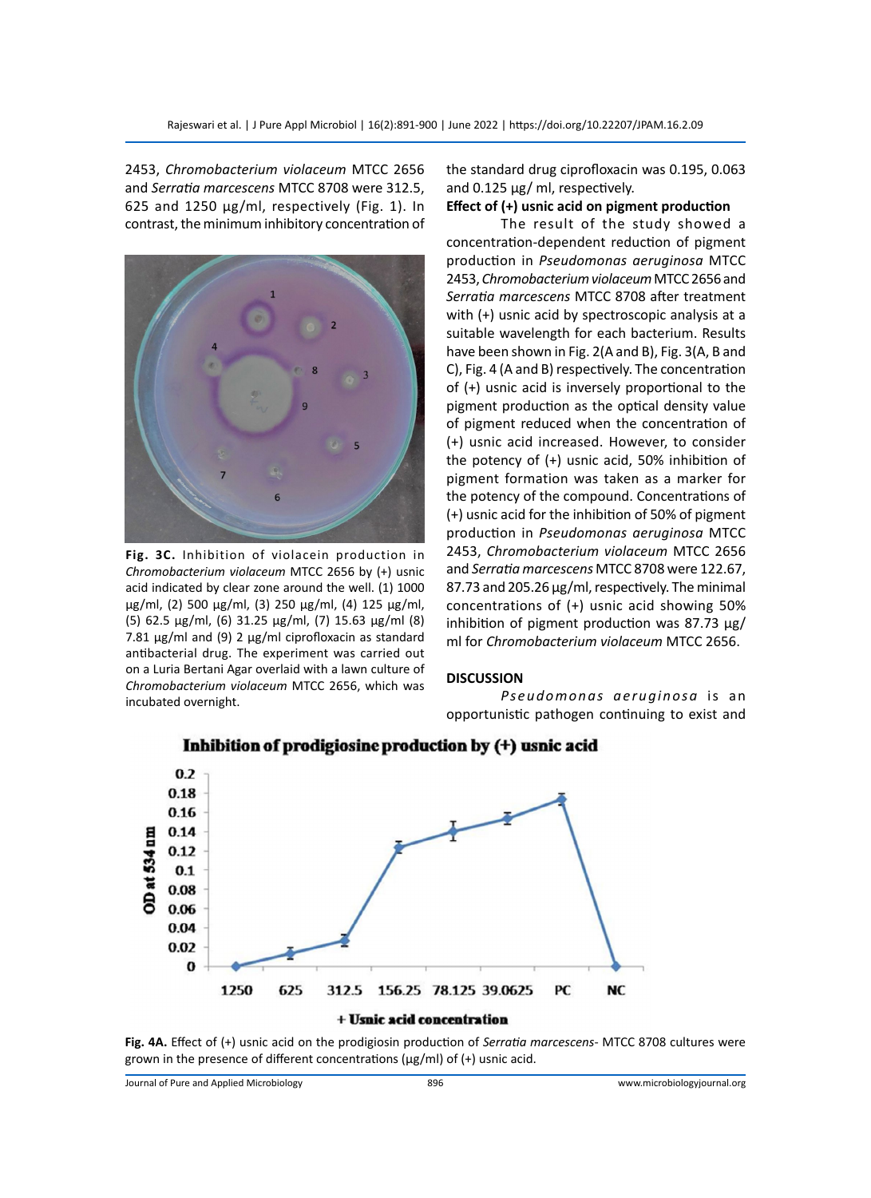2453, *Chromobacterium violaceum* MTCC 2656 and *Serratia marcescens* MTCC 8708 were 312.5, 625 and 1250 µg/ml, respectively (Fig. 1). In contrast, the minimum inhibitory concentration of the standard drug ciprofloxacin was 0.195, 0.063 and 0.125 µg/ ml, respectively.

**Fig. 3C.** Inhibition of violacein production in *Chromobacterium violaceum* MTCC 2656 by (+) usnic acid indicated by clear zone around the well. (1) 1000 µg/ml, (2) 500 µg/ml, (3) 250 µg/ml, (4) 125 µg/ml, (5) 62.5 µg/ml, (6) 31.25 µg/ml, (7) 15.63 µg/ml (8) 7.81 µg/ml and (9) 2 µg/ml ciprofloxacin as standard antibacterial drug. The experiment was carried out on a Luria Bertani Agar overlaid with a lawn culture of *Chromobacterium violaceum* MTCC 2656, which was incubated overnight.

**Effect of (+) usnic acid on pigment production**

The result of the study showed a concentration-dependent reduction of pigment production in *Pseudomonas aeruginosa* MTCC 2453, *Chromobacterium violaceum* MTCC 2656 and *Serratia marcescens* MTCC 8708 after treatment with (+) usnic acid by spectroscopic analysis at a suitable wavelength for each bacterium. Results have been shown in Fig. 2(A and B), Fig. 3(A, B and C), Fig. 4 (A and B) respectively. The concentration of (+) usnic acid is inversely proportional to the pigment production as the optical density value of pigment reduced when the concentration of (+) usnic acid increased. However, to consider the potency of (+) usnic acid, 50% inhibition of pigment formation was taken as a marker for the potency of the compound. Concentrations of (+) usnic acid for the inhibition of 50% of pigment production in *Pseudomonas aeruginosa* MTCC 2453, *Chromobacterium violaceum* MTCC 2656 and *Serratia marcescens* MTCC 8708 were 122.67, 87.73 and 205.26 µg/ml, respectively. The minimal concentrations of (+) usnic acid showing 50% inhibition of pigment production was 87.73 µg/ ml for *Chromobacterium violaceum* MTCC 2656.

## DISCUSSION

*Pseudomonas aeruginosa* is an opportunistic pathogen continuing to exist and

**Fig. 4A.** Effect of (+) usnic acid on the prodigiosin production of *Serratia marcescens*- MTCC 8708 cultures were grown in the presence of different concentrations (µg/ml) of (+) usnic acid.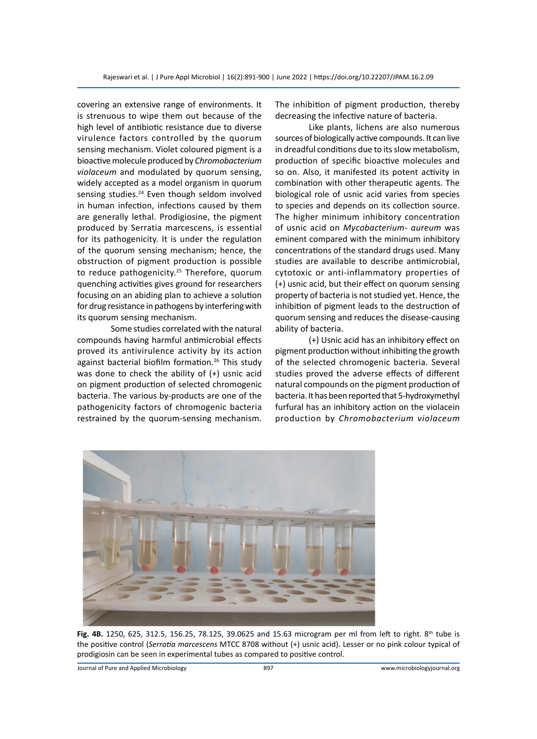covering an extensive range of environments. It is strenuous to wipe them out because of the high level of antibiotic resistance due to diverse virulence factors controlled by the quorum sensing mechanism. Violet coloured pigment is a bioactive molecule produced by *Chromobacterium violaceum* and modulated by quorum sensing, widely accepted as a model organism in quorum sensing studies.[24] Even though seldom involved in human infection, infections caused by them are generally lethal. Prodigiosine, the pigment produced by Serratia marcescens, is essential for its pathogenicity. It is under the regulation of the quorum sensing mechanism; hence, the obstruction of pigment production is possible to reduce pathogenicity.[25] Therefore, quorum quenching activities gives ground for researchers focusing on an abiding plan to achieve a solution for drug resistance in pathogens by interfering with its quorum sensing mechanism.

Some studies correlated with the natural compounds having harmful antimicrobial effects proved its antivirulence activity by its action against bacterial biofilm formation.[26] This study was done to check the ability of (+) usnic acid on pigment production of selected chromogenic bacteria. The various by-products are one of the pathogenicity factors of chromogenic bacteria restrained by the quorum-sensing mechanism. The inhibition of pigment production, thereby decreasing the infective nature of bacteria.

Like plants, lichens are also numerous sources of biologically active compounds. It can live in dreadful conditions due to its slow metabolism, production of specific bioactive molecules and so on. Also, it manifested its potent activity in combination with other therapeutic agents. The biological role of usnic acid varies from species to species and depends on its collection source. The higher minimum inhibitory concentration of usnic acid on *Mycobacterium- aureum* was eminent compared with the minimum inhibitory concentrations of the standard drugs used. Many studies are available to describe antimicrobial, cytotoxic or anti-inflammatory properties of (+) usnic acid, but their effect on quorum sensing property of bacteria is not studied yet. Hence, the inhibition of pigment leads to the destruction of quorum sensing and reduces the disease-causing ability of bacteria.

(+) Usnic acid has an inhibitory effect on pigment production without inhibiting the growth of the selected chromogenic bacteria. Several studies proved the adverse effects of different natural compounds on the pigment production of bacteria. It has been reported that 5-hydroxymethyl furfural has an inhibitory action on the violacein production by *Chromobacterium violaceum*

**Fig. 4B.** 1250, 625, 312.5, 156.25, 78.125, 39.0625 and 15.63 microgram per ml from left to right. 8th tube is the positive control (*Serratia marcescens* MTCC 8708 without (+) usnic acid). Lesser or no pink colour typical of prodigiosin can be seen in experimental tubes as compared to positive control.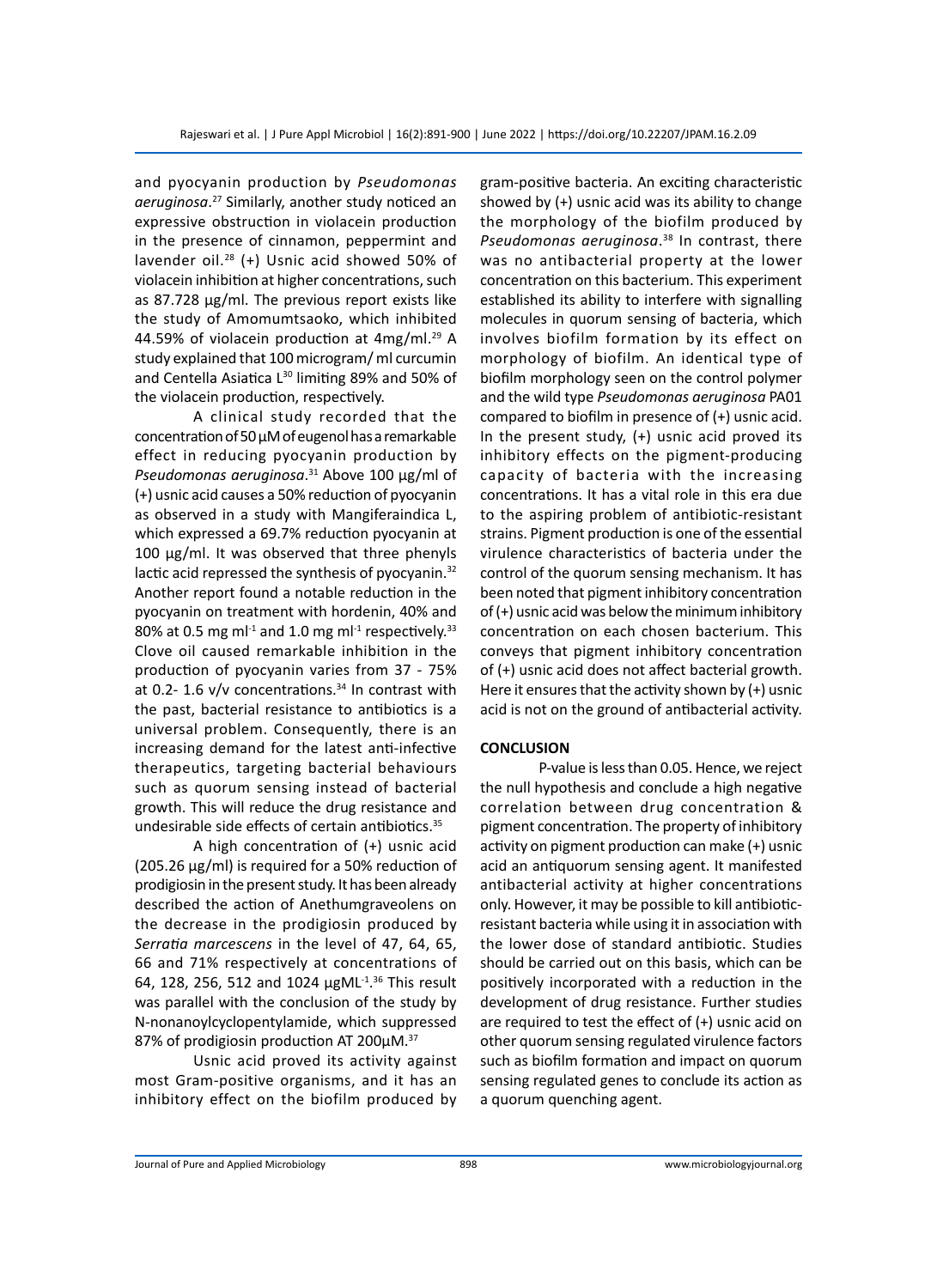and pyocyanin production by *Pseudomonas aeruginosa*.[27] Similarly, another study noticed an expressive obstruction in violacein production in the presence of cinnamon, peppermint and lavender oil.[28] (+) Usnic acid showed 50% of violacein inhibition at higher concentrations, such as 87.728 µg/ml. The previous report exists like the study of Amomumtsaoko, which inhibited 44.59% of violacein production at 4mg/ml.[29] A study explained that 100 microgram/ ml curcumin and Centella Asiatica L[30] limiting 89% and 50% of the violacein production, respectively.

A clinical study recorded that the concentration of 50 µM of eugenol has a remarkable effect in reducing pyocyanin production by *Pseudomonas aeruginosa*.[31] Above 100 µg/ml of (+) usnic acid causes a 50% reduction of pyocyanin as observed in a study with Mangiferaindica L, which expressed a 69.7% reduction pyocyanin at 100 µg/ml. It was observed that three phenyls lactic acid repressed the synthesis of pyocyanin.[32] Another report found a notable reduction in the pyocyanin on treatment with hordenin, 40% and 80% at 0.5 mg $ml^{-1}$ and 1.0 mg $ml^{-1}$ respectively.[33] Clove oil caused remarkable inhibition in the production of pyocyanin varies from 37 - 75% at 0.2- 1.6 v/v concentrations.[34] In contrast with the past, bacterial resistance to antibiotics is a universal problem. Consequently, there is an increasing demand for the latest anti-infective therapeutics, targeting bacterial behaviours such as quorum sensing instead of bacterial growth. This will reduce the drug resistance and undesirable side effects of certain antibiotics.[35]

A high concentration of (+) usnic acid (205.26 µg/ml) is required for a 50% reduction of prodigiosin in the present study. It has been already described the action of Anethumgraveolens on the decrease in the prodigiosin produced by *Serratia marcescens* in the level of 47, 64, 65, 66 and 71% respectively at concentrations of 64, 128, 256, 512 and 1024 $\mu gML^{-1}$.[36] This result was parallel with the conclusion of the study by N-nonanoylcyclopentylamide, which suppressed 87% of prodigiosin production AT 200µM.[37]

Usnic acid proved its activity against most Gram-positive organisms, and it has an inhibitory effect on the biofilm produced by gram-positive bacteria. An exciting characteristic showed by (+) usnic acid was its ability to change the morphology of the biofilm produced by *Pseudomonas aeruginosa*.[38] In contrast, there was no antibacterial property at the lower concentration on this bacterium. This experiment established its ability to interfere with signalling molecules in quorum sensing of bacteria, which involves biofilm formation by its effect on morphology of biofilm. An identical type of biofilm morphology seen on the control polymer and the wild type *Pseudomonas aeruginosa* PA01 compared to biofilm in presence of (+) usnic acid. In the present study, (+) usnic acid proved its inhibitory effects on the pigment-producing capacity of bacteria with the increasing concentrations. It has a vital role in this era due to the aspiring problem of antibiotic-resistant strains. Pigment production is one of the essential virulence characteristics of bacteria under the control of the quorum sensing mechanism. It has been noted that pigment inhibitory concentration of (+) usnic acid was below the minimum inhibitory concentration on each chosen bacterium. This conveys that pigment inhibitory concentration of (+) usnic acid does not affect bacterial growth. Here it ensures that the activity shown by (+) usnic acid is not on the ground of antibacterial activity.

## CONCLUSION

P-value is less than 0.05. Hence, we reject the null hypothesis and conclude a high negative correlation between drug concentration & pigment concentration. The property of inhibitory activity on pigment production can make (+) usnic acid an antiquorum sensing agent. It manifested antibacterial activity at higher concentrations only. However, it may be possible to kill antibiotic-resistant bacteria while using it in association with the lower dose of standard antibiotic. Studies should be carried out on this basis, which can be positively incorporated with a reduction in the development of drug resistance. Further studies are required to test the effect of (+) usnic acid on other quorum sensing regulated virulence factors such as biofilm formation and impact on quorum sensing regulated genes to conclude its action as a quorum quenching agent.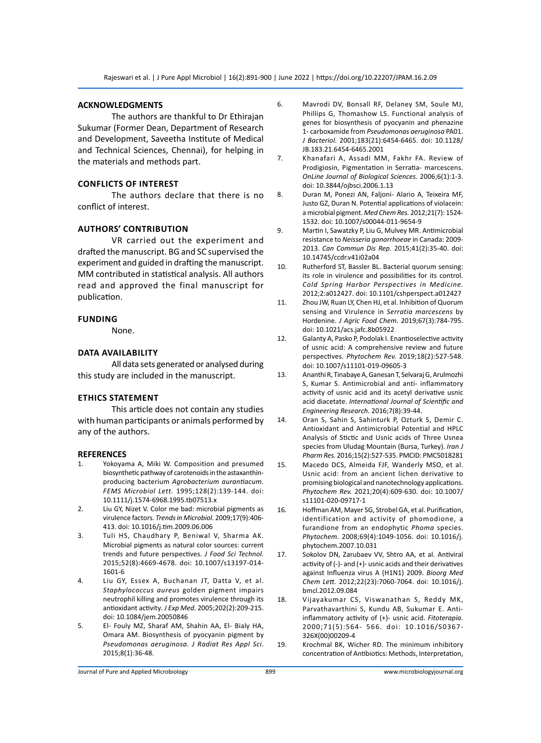## ACKNOWLEDGMENTS

The authors are thankful to Dr Ethirajan Sukumar (Former Dean, Department of Research and Development, Saveetha Institute of Medical and Technical Sciences, Chennai), for helping in the materials and methods part.

## CONFLICTS OF INTEREST

The authors declare that there is no conflict of interest.

## AUTHORS' CONTRIBUTION

VR carried out the experiment and drafted the manuscript. BG and SC supervised the experiment and guided in drafting the manuscript. MM contributed in statistical analysis. All authors read and approved the final manuscript for publication.

## FUNDING

None.

## DATA AVAILABILITY

All data sets generated or analysed during this study are included in the manuscript.

## ETHICS STATEMENT

This article does not contain any studies with human participants or animals performed by any of the authors.

## REFERENCES

1. Yokoyama A, Miki W. Composition and presumed biosynthetic pathway of carotenoids in the astaxanthin-producing bacterium *Agrobacterium aurantiacum*. *FEMS Microbiol Lett.* 1995;128(2):139-144. doi: 10.1111/j.1574-6968.1995.tb07513.x
2. Liu GY, Nizet V. Color me bad: microbial pigments as virulence factors. *Trends in Microbiol.* 2009;17(9):406-413. doi: 10.1016/j.tim.2009.06.006
3. Tuli HS, Chaudhary P, Beniwal V, Sharma AK. Microbial pigments as natural color sources: current trends and future perspectives. *J Food Sci Technol.* 2015;52(8):4669-4678. doi: 10.1007/s13197-014-1601-6
4. Liu GY, Essex A, Buchanan JT, Datta V, et al. *Staphylococcus aureus* golden pigment impairs neutrophil killing and promotes virulence through its antioxidant activity. *J Exp Med.* 2005;202(2):209-215. doi: 10.1084/jem.20050846
5. El- Fouly MZ, Sharaf AM, Shahin AA, El- Bialy HA, Omara AM. Biosynthesis of pyocyanin pigment by *Pseudomonas aeruginosa*. *J Radiat Res Appl Sci*. 2015;8(1):36-48.
6. Mavrodi DV, Bonsall RF, Delaney SM, Soule MJ, Phillips G, Thomashow LS. Functional analysis of genes for biosynthesis of pyocyanin and phenazine 1- carboxamide from *Pseudomonas aeruginosa* PA01. *J Bacteriol.* 2001;183(21):6454-6465. doi: 10.1128/JB.183.21.6454-6465.2001
7. Khanafari A, Assadi MM, Fakhr FA. Review of Prodigiosin, Pigmentation in Serratia- marcescens. *OnLine Journal of Biological Sciences.* 2006;6(1):1-3. doi: 10.3844/ojbsci.2006.1.13
8. Duran M, Ponezi AN, Faljoni- Alario A, Teixeira MF, Justo GZ, Duran N. Potential applications of violacein: a microbial pigment. *Med Chem Res.* 2012;21(7): 1524-1532. doi: 10.1007/s00044-011-9654-9
9. Martin I, Sawatzky P, Liu G, Mulvey MR. Antimicrobial resistance to *Neisseria gonorrhoeae* in Canada: 2009-2013. *Can Commun Dis Rep.* 2015;41(2):35-40. doi: 10.14745/ccdr.v41i02a04
10. Rutherford ST, Bassler BL. Bacterial quorum sensing: its role in virulence and possibilities for its control. *Cold Spring Harbor Perspectives in Medicine.* 2012;2:a012427. doi: 10.1101/cshperspect.a012427
11. Zhou JW, Ruan LY, Chen HJ, et al. Inhibition of Quorum sensing and Virulence in *Serratia marcescens* by Hordenine. *J Agric Food Chem.* 2019;67(3):784-795. doi: 10.1021/acs.jafc.8b05922
12. Galanty A, Pasko P, Podolak I. Enantioselective activity of usnic acid: A comprehensive review and future perspectives. *Phytochem Rev.* 2019;18(2):527-548. doi: 10.1007/s11101-019-09605-3
13. Ananthi R, Tinabaye A, Ganesan T, Selvaraj G, Arulmozhi S, Kumar S. Antimicrobial and anti- inflammatory activity of usnic acid and its acetyl derivative usnic acid diacetate. *International Journal of Scientific and Engineering Research.* 2016;7(8):39-44.
14. Oran S, Sahin S, Sahinturk P, Ozturk S, Demir C. Antioxidant and Antimicrobial Potential and HPLC Analysis of Stictic and Usnic acids of Three Usnea species from Uludag Mountain (Bursa, Turkey). *Iran J Pharm Res.* 2016;15(2):527-535. PMCID: PMC5018281
15. Macedo DCS, Almeida FJF, Wanderly MSO, et al. Usnic acid: from an ancient lichen derivative to promising biological and nanotechnology applications. *Phytochem Rev.* 2021;20(4):609-630. doi: 10.1007/s11101-020-09717-1
16. Hoffman AM, Mayer SG, Strobel GA, et al. Purification, identification and activity of phomodione, a furandione from an endophytic *Phoma* species. *Phytochem.* 2008;69(4):1049-1056. doi: 10.1016/j.phytochem.2007.10.031
17. Sokolov DN, Zarubaev VV, Shtro AA, et al. Antiviral activity of (-)- and (+)- usnic acids and their derivatives against Influenza virus A (H1N1) 2009. *Bioorg Med Chem Lett.* 2012;22(23):7060-7064. doi: 10.1016/j.bmcl.2012.09.084
18. Vijayakumar CS, Viswanathan S, Reddy MK, Parvathavarthini S, Kundu AB, Sukumar E. Anti-inflammatory activity of (+)- usnic acid. *Fitoterapia.* 2000;71(5):564- 566. doi: 10.1016/S0367-326X(00)00209-4
19. Krochmal BK, Wicher RD. The minimum inhibitory concentration of Antibiotics: Methods, Interpretation,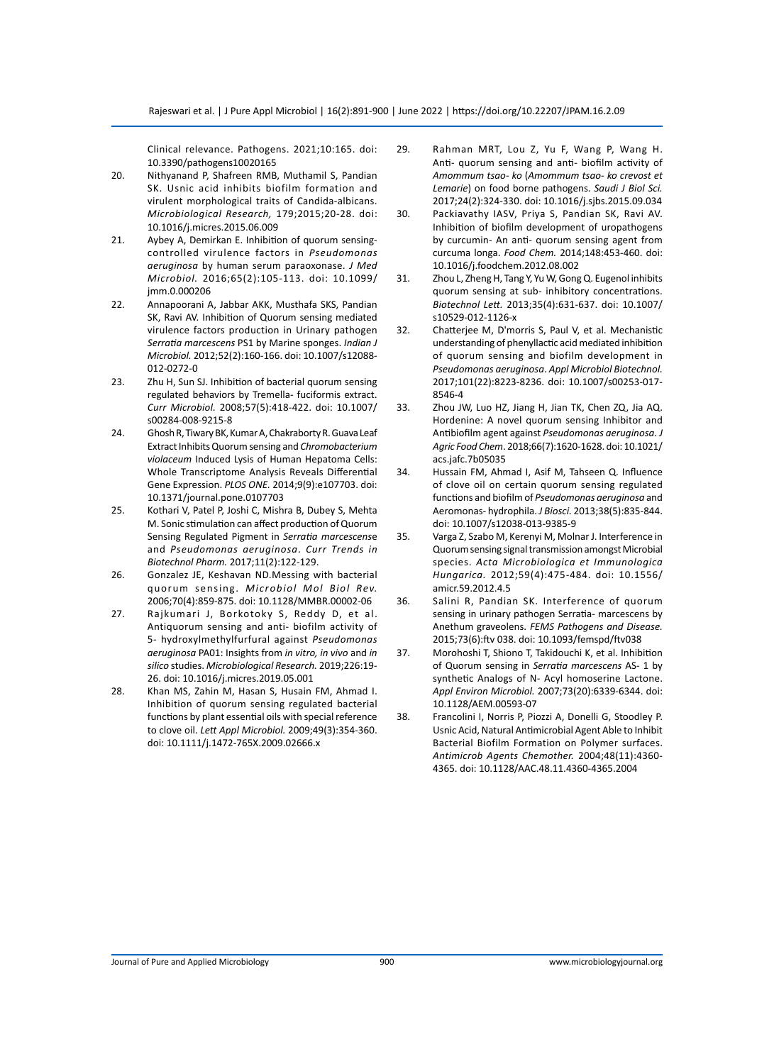Clinical relevance. Pathogens. 2021;10:165. doi: 10.3390/pathogens10020165

20. Nithyanand P, Shafreen RMB, Muthamil S, Pandian SK. Usnic acid inhibits biofilm formation and virulent morphological traits of Candida-albicans. *Microbiological Research,* 179;2015;20-28. doi: 10.1016/j.micres.2015.06.009
21. Aybey A, Demirkan E. Inhibition of quorum sensing-controlled virulence factors in *Pseudomonas aeruginosa* by human serum paraoxonase. *J Med Microbiol.* 2016;65(2):105-113. doi: 10.1099/jmm.0.000206
22. Annapoorani A, Jabbar AKK, Musthafa SKS, Pandian SK, Ravi AV. Inhibition of Quorum sensing mediated virulence factors production in Urinary pathogen *Serratia marcescens* PS1 by Marine sponges. *Indian J Microbiol.* 2012;52(2):160-166. doi: 10.1007/s12088-012-0272-0
23. Zhu H, Sun SJ. Inhibition of bacterial quorum sensing regulated behaviors by Tremella- fuciformis extract. *Curr Microbiol.* 2008;57(5):418-422. doi: 10.1007/s00284-008-9215-8
24. Ghosh R, Tiwary BK, Kumar A, Chakraborty R. Guava Leaf Extract Inhibits Quorum sensing and *Chromobacterium violaceum* Induced Lysis of Human Hepatoma Cells: Whole Transcriptome Analysis Reveals Differential Gene Expression. *PLOS ONE.* 2014;9(9):e107703. doi: 10.1371/journal.pone.0107703
25. Kothari V, Patel P, Joshi C, Mishra B, Dubey S, Mehta M. Sonic stimulation can affect production of Quorum Sensing Regulated Pigment in *Serratia marcescense* and *Pseudomonas aeruginosa. Curr Trends in Biotechnol Pharm.* 2017;11(2):122-129.
26. Gonzalez JE, Keshavan ND.Messing with bacterial quorum sensing. *Microbiol Mol Biol Rev.* 2006;70(4):859-875. doi: 10.1128/MMBR.00002-06
27. Rajkumari J, Borkotoky S, Reddy D, et al. Antiquorum sensing and anti- biofilm activity of 5- hydroxylmethylfurfural against *Pseudomonas aeruginosa* PA01: Insights from *in vitro, in vivo* and *in silico* studies. *Microbiological Research.* 2019;226:19-26. doi: 10.1016/j.micres.2019.05.001
28. Khan MS, Zahin M, Hasan S, Husain FM, Ahmad I. Inhibition of quorum sensing regulated bacterial functions by plant essential oils with special reference to clove oil. *Lett Appl Microbiol.* 2009;49(3):354-360. doi: 10.1111/j.1472-765X.2009.02666.x
29. Rahman MRT, Lou Z, Yu F, Wang P, Wang H. Anti- quorum sensing and anti- biofilm activity of *Amommum tsao- ko* (*Amommum tsao- ko crevost et Lemarie*) on food borne pathogens. *Saudi J Biol Sci.* 2017;24(2):324-330. doi: 10.1016/j.sjbs.2015.09.034
30. Packiavathy IASV, Priya S, Pandian SK, Ravi AV. Inhibition of biofilm development of uropathogens by curcumin- An anti- quorum sensing agent from curcuma longa. *Food Chem.* 2014;148:453-460. doi: 10.1016/j.foodchem.2012.08.002
31. Zhou L, Zheng H, Tang Y, Yu W, Gong Q. Eugenol inhibits quorum sensing at sub- inhibitory concentrations. *Biotechnol Lett.* 2013;35(4):631-637. doi: 10.1007/s10529-012-1126-x
32. Chatterjee M, D'morris S, Paul V, et al. Mechanistic understanding of phenyllactic acid mediated inhibition of quorum sensing and biofilm development in *Pseudomonas aeruginosa*. *Appl Microbiol Biotechnol.* 2017;101(22):8223-8236. doi: 10.1007/s00253-017-8546-4
33. Zhou JW, Luo HZ, Jiang H, Jian TK, Chen ZQ, Jia AQ. Hordenine: A novel quorum sensing Inhibitor and Antibiofilm agent against *Pseudomonas aeruginosa*. *J Agric Food Chem*. 2018;66(7):1620-1628. doi: 10.1021/acs.jafc.7b05035
34. Hussain FM, Ahmad I, Asif M, Tahseen Q. Influence of clove oil on certain quorum sensing regulated functions and biofilm of *Pseudomonas aeruginosa* and Aeromonas- hydrophila. *J Biosci.* 2013;38(5):835-844. doi: 10.1007/s12038-013-9385-9
35. Varga Z, Szabo M, Kerenyi M, Molnar J. Interference in Quorum sensing signal transmission amongst Microbial species. *Acta Microbiologica et Immunologica Hungarica.* 2012;59(4):475-484. doi: 10.1556/amicr.59.2012.4.5
36. Salini R, Pandian SK. Interference of quorum sensing in urinary pathogen Serratia- marcescens by Anethum graveolens. *FEMS Pathogens and Disease.* 2015;73(6):ftv 038. doi: 10.1093/femspd/ftv038
37. Morohoshi T, Shiono T, Takidouchi K, et al. Inhibition of Quorum sensing in *Serratia marcescens* AS- 1 by synthetic Analogs of N- Acyl homoserine Lactone. *Appl Environ Microbiol.* 2007;73(20):6339-6344. doi: 10.1128/AEM.00593-07
38. Francolini I, Norris P, Piozzi A, Donelli G, Stoodley P. Usnic Acid, Natural Antimicrobial Agent Able to Inhibit Bacterial Biofilm Formation on Polymer surfaces. *Antimicrob Agents Chemother.* 2004;48(11):4360-4365. doi: 10.1128/AAC.48.11.4360-4365.2004